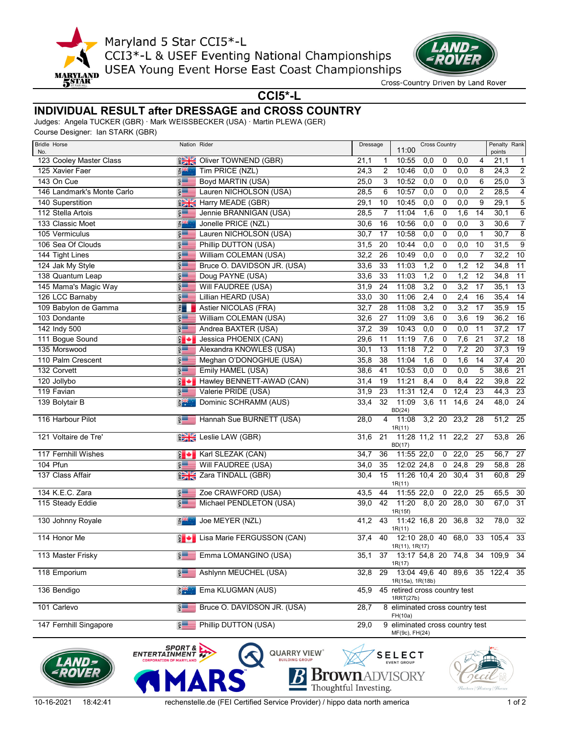Maryland 5 Star CCI5*-L
CCI3*-L & USEF Eventing National Championships
USEA Young Event Horse East Coast Championships

Cross-Country Driven by Land Rover

## CCI5*-L

# INDIVIDUAL RESULT after DRESSAGE and CROSS COUNTRY

Judges: Angela TUCKER (GBR) · Mark WEISSBECKER (USA) · Martin PLEWA (GER)
Course Designer: Ian STARK (GBR)

| Bridle No. | Horse | Nation | Rider | Dressage | | Cross Country 11:00 | | | | | Penalty points | Rank |
|---|---|---|---|---|---|---|---|---|---|---|---|---|
| 123 | Cooley Master Class | GBR | Oliver TOWNEND (GBR) | 21,1 | 1 | 10:55 | 0,0 | 0 | 0,0 | 4 | 21,1 | 1 |
| 125 | Xavier Faer | NZL | Tim PRICE (NZL) | 24,3 | 2 | 10:46 | 0,0 | 0 | 0,0 | 8 | 24,3 | 2 |
| 143 | On Cue | USA | Boyd MARTIN (USA) | 25,0 | 3 | 10:52 | 0,0 | 0 | 0,0 | 6 | 25,0 | 3 |
| 146 | Landmark's Monte Carlo | USA | Lauren NICHOLSON (USA) | 28,5 | 6 | 10:57 | 0,0 | 0 | 0,0 | 2 | 28,5 | 4 |
| 140 | Superstition | GBR | Harry MEADE (GBR) | 29,1 | 10 | 10:45 | 0,0 | 0 | 0,0 | 9 | 29,1 | 5 |
| 112 | Stella Artois | USA | Jennie BRANNIGAN (USA) | 28,5 | 7 | 11:04 | 1,6 | 0 | 1,6 | 14 | 30,1 | 6 |
| 133 | Classic Moet | NZL | Jonelle PRICE (NZL) | 30,6 | 16 | 10:56 | 0,0 | 0 | 0,0 | 3 | 30,6 | 7 |
| 105 | Vermiculus | USA | Lauren NICHOLSON (USA) | 30,7 | 17 | 10:58 | 0,0 | 0 | 0,0 | 1 | 30,7 | 8 |
| 106 | Sea Of Clouds | USA | Phillip DUTTON (USA) | 31,5 | 20 | 10:44 | 0,0 | 0 | 0,0 | 10 | 31,5 | 9 |
| 144 | Tight Lines | USA | William COLEMAN (USA) | 32,2 | 26 | 10:49 | 0,0 | 0 | 0,0 | 7 | 32,2 | 10 |
| 124 | Jak My Style | USA | Bruce O. DAVIDSON JR. (USA) | 33,6 | 33 | 11:03 | 1,2 | 0 | 1,2 | 12 | 34,8 | 11 |
| 138 | Quantum Leap | USA | Doug PAYNE (USA) | 33,6 | 33 | 11:03 | 1,2 | 0 | 1,2 | 12 | 34,8 | 11 |
| 145 | Mama's Magic Way | USA | Will FAUDREE (USA) | 31,9 | 24 | 11:08 | 3,2 | 0 | 3,2 | 17 | 35,1 | 13 |
| 126 | LCC Barnaby | USA | Lillian HEARD (USA) | 33,0 | 30 | 11:06 | 2,4 | 0 | 2,4 | 16 | 35,4 | 14 |
| 109 | Babylon de Gamma | FRA | Astier NICOLAS (FRA) | 32,7 | 28 | 11:08 | 3,2 | 0 | 3,2 | 17 | 35,9 | 15 |
| 103 | Dondante | USA | William COLEMAN (USA) | 32,6 | 27 | 11:09 | 3,6 | 0 | 3,6 | 19 | 36,2 | 16 |
| 142 | Indy 500 | USA | Andrea BAXTER (USA) | 37,2 | 39 | 10:43 | 0,0 | 0 | 0,0 | 11 | 37,2 | 17 |
| 111 | Bogue Sound | CAN | Jessica PHOENIX (CAN) | 29,6 | 11 | 11:19 | 7,6 | 0 | 7,6 | 21 | 37,2 | 18 |
| 135 | Morswood | USA | Alexandra KNOWLES (USA) | 30,1 | 13 | 11:18 | 7,2 | 0 | 7,2 | 20 | 37,3 | 19 |
| 110 | Palm Crescent | USA | Meghan O'DONOGHUE (USA) | 35,8 | 38 | 11:04 | 1,6 | 0 | 1,6 | 14 | 37,4 | 20 |
| 132 | Corvett | USA | Emily HAMEL (USA) | 38,6 | 41 | 10:53 | 0,0 | 0 | 0,0 | 5 | 38,6 | 21 |
| 120 | Jollybo | CAN | Hawley BENNETT-AWAD (CAN) | 31,4 | 19 | 11:21 | 8,4 | 0 | 8,4 | 22 | 39,8 | 22 |
| 119 | Favian | USA | Valerie PRIDE (USA) | 31,9 | 23 | 11:31 | 12,4 | 0 | 12,4 | 23 | 44,3 | 23 |
| 139 | Bolytair B | AUS | Dominic SCHRAMM (AUS) | 33,4 | 32 | 11:09 BD(24) | 3,6 | 11 | 14,6 | 24 | 48,0 | 24 |
| 116 | Harbour Pilot | USA | Hannah Sue BURNETT (USA) | 28,0 | 4 | 11:08 1R(11) | 3,2 | 20 | 23,2 | 28 | 51,2 | 25 |
| 121 | Voltaire de Tre' | GBR | Leslie LAW (GBR) | 31,6 | 21 | 11:28 BD(17) | 11,2 | 11 | 22,2 | 27 | 53,8 | 26 |
| 117 | Fernhill Wishes | CAN | Karl SLEZAK (CAN) | 34,7 | 36 | 11:55 | 22,0 | 0 | 22,0 | 25 | 56,7 | 27 |
| 104 | Pfun | USA | Will FAUDREE (USA) | 34,0 | 35 | 12:02 | 24,8 | 0 | 24,8 | 29 | 58,8 | 28 |
| 137 | Class Affair | GBR | Zara TINDALL (GBR) | 30,4 | 15 | 11:26 1R(11) | 10,4 | 20 | 30,4 | 31 | 60,8 | 29 |
| 134 | K.E.C. Zara | USA | Zoe CRAWFORD (USA) | 43,5 | 44 | 11:55 | 22,0 | 0 | 22,0 | 25 | 65,5 | 30 |
| 115 | Steady Eddie | USA | Michael PENDLETON (USA) | 39,0 | 42 | 11:20 1R(15f) | 8,0 | 20 | 28,0 | 30 | 67,0 | 31 |
| 130 | Johnny Royale | NZL | Joe MEYER (NZL) | 41,2 | 43 | 11:42 1R(11) | 16,8 | 20 | 36,8 | 32 | 78,0 | 32 |
| 114 | Honor Me | CAN | Lisa Marie FERGUSSON (CAN) | 37,4 | 40 | 12:10 1R(11), 1R(17) | 28,0 | 40 | 68,0 | 33 | 105,4 | 33 |
| 113 | Master Frisky | USA | Emma LOMANGINO (USA) | 35,1 | 37 | 13:17 1R(17) | 54,8 | 20 | 74,8 | 34 | 109,9 | 34 |
| 118 | Emporium | USA | Ashlynn MEUCHEL (USA) | 32,8 | 29 | 13:04 1R(15a), 1R(18b) | 49,6 | 40 | 89,6 | 35 | 122,4 | 35 |
| 136 | Bendigo | AUS | Ema KLUGMAN (AUS) | 45,9 | 45 | retired cross country test 1RRT(27b) | | | | | | |
| 101 | Carlevo | USA | Bruce O. DAVIDSON JR. (USA) | 28,7 | 8 | eliminated cross country test FH(10a) | | | | | | |
| 147 | Fernhill Singapore | USA | Phillip DUTTON (USA) | 29,0 | 9 | eliminated cross country test MF(9c), FH(24) | | | | | | |

10-16-2021 18:42:41 rechenstelle.de (FEI Certified Service Provider) / hippo data north america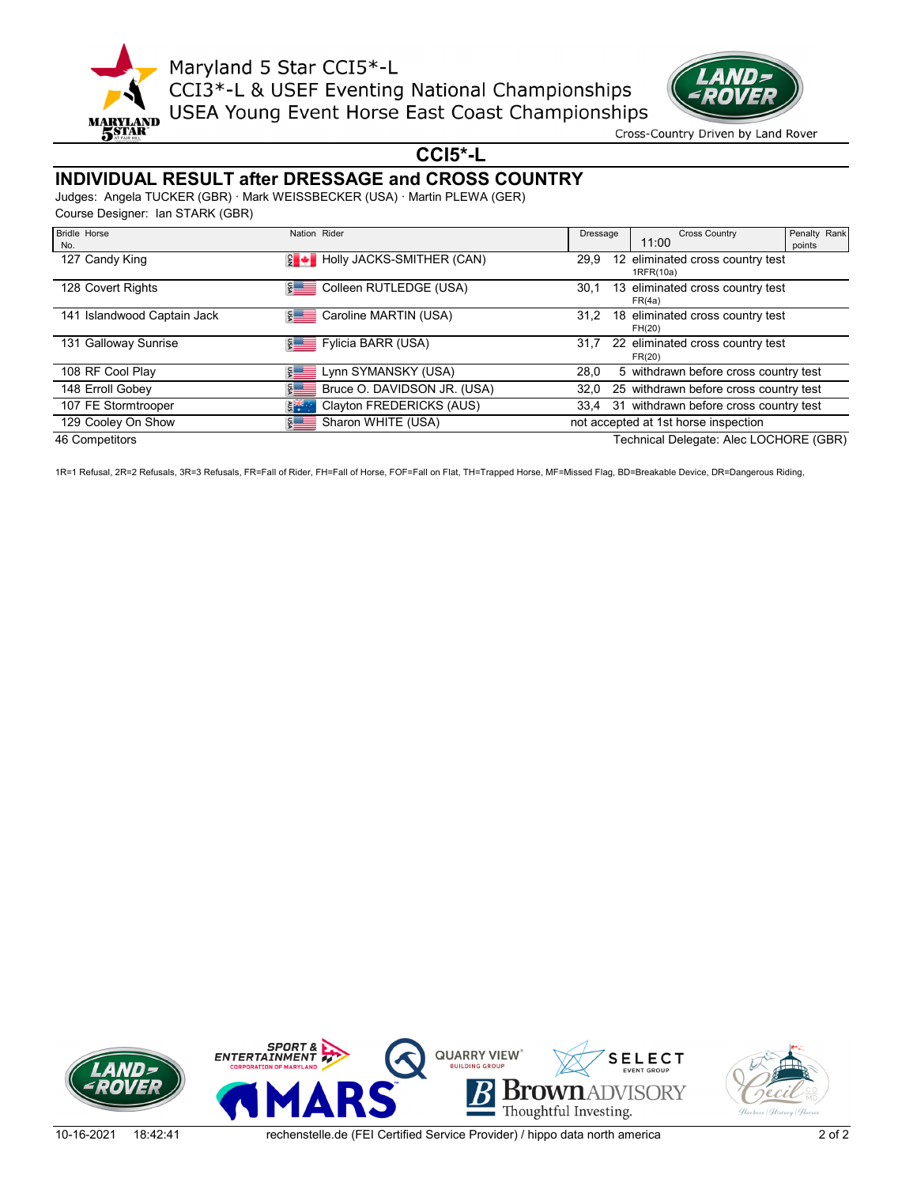Maryland 5 Star CCI5*-L
CCI3*-L & USEF Eventing National Championships
USEA Young Event Horse East Coast Championships

Cross-Country Driven by Land Rover

# CCI5*-L

## INDIVIDUAL RESULT after DRESSAGE and CROSS COUNTRY

Judges: Angela TUCKER (GBR) · Mark WEISSBECKER (USA) · Martin PLEWA (GER)

Course Designer: Ian STARK (GBR)

| Bridle No. | Horse | Nation | Rider | Dressage | | Cross Country 11:00 | Penalty points | Rank |
|---|---|---|---|---|---|---|---|---|
| 127 | Candy King | CAN | Holly JACKS-SMITHER (CAN) | 29,9 | 12 | eliminated cross country test 1RFR(10a) | | |
| 128 | Covert Rights | USA | Colleen RUTLEDGE (USA) | 30,1 | 13 | eliminated cross country test FR(4a) | | |
| 141 | Islandwood Captain Jack | USA | Caroline MARTIN (USA) | 31,2 | 18 | eliminated cross country test FH(20) | | |
| 131 | Galloway Sunrise | USA | Fylicia BARR (USA) | 31,7 | 22 | eliminated cross country test FR(20) | | |
| 108 | RF Cool Play | USA | Lynn SYMANSKY (USA) | 28,0 | 5 | withdrawn before cross country test | | |
| 148 | Erroll Gobey | USA | Bruce O. DAVIDSON JR. (USA) | 32,0 | 25 | withdrawn before cross country test | | |
| 107 | FE Stormtrooper | AUS | Clayton FREDERICKS (AUS) | 33,4 | 31 | withdrawn before cross country test | | |
| 129 | Cooley On Show | USA | Sharon WHITE (USA) | not accepted at 1st horse inspection | | | | |

46 Competitors

Technical Delegate: Alec LOCHORE (GBR)

1R=1 Refusal, 2R=2 Refusals, 3R=3 Refusals, FR=Fall of Rider, FH=Fall of Horse, FOF=Fall on Flat, TH=Trapped Horse, MF=Missed Flag, BD=Breakable Device, DR=Dangerous Riding,

10-16-2021 18:42:41 rechenstelle.de (FEI Certified Service Provider) / hippo data north america